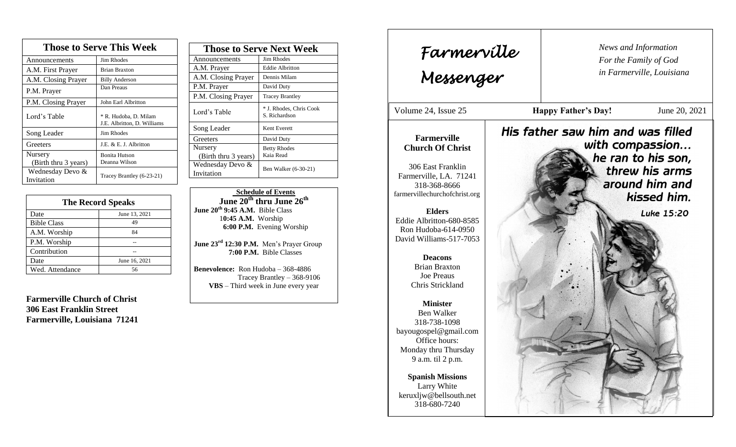## Those to Serve This Week

| Those to Serve This Week | |
|---|---|
| Announcements | Jim Rhodes |
| A.M. First Prayer | Brian Braxton |
| A.M. Closing Prayer | Billy Anderson |
| P.M. Prayer | Dan Preaus |
| P.M. Closing Prayer | John Earl Albritton |
| Lord's Table | * R. Hudoba, D. Milam J.E. Albritton, D. Williams |
| Song Leader | Jim Rhodes |
| Greeters | J.E. & E. J. Albritton |
| Nursery (Birth thru 3 years) | Bonita Hutson Deanna Wilson |
| Wednesday Devo & Invitation | Tracey Brantley (6-23-21) |

## The Record Speaks

| The Record Speaks | |
|---|---|
| Date | June 13, 2021 |
| Bible Class | 49 |
| A.M. Worship | 84 |
| P.M. Worship | -- |
| Contribution | -- |
| Date | June 16, 2021 |
| Wed. Attendance | 56 |

**Farmerville Church of Christ**
**306 East Franklin Street**
**Farmerville, Louisiana 71241**

## Those to Serve Next Week

| Those to Serve Next Week | |
|---|---|
| Announcements | Jim Rhodes |
| A.M. Prayer | Eddie Albritton |
| A.M. Closing Prayer | Dennis Milam |
| P.M. Prayer | David Duty |
| P.M. Closing Prayer | Tracey Brantley |
| Lord's Table | * J. Rhodes, Chris Cook S. Richardson |
| Song Leader | Kent Everett |
| Greeters | David Duty |
| Nursery (Birth thru 3 years) | Betty Rhodes Kaia Read |
| Wednesday Devo & Invitation | Ben Walker (6-30-21) |

**Schedule of Events**
**June 20th thru June 26th**

**June 20th 9:45 A.M.** Bible Class
**10:45 A.M.** Worship
**6:00 P.M.** Evening Worship

**June 23rd 12:30 P.M.** Men's Prayer Group
**7:00 P.M.** Bible Classes

**Benevolence:** Ron Hudoba – 368-4886
Tracey Brantley – 368-9106
**VBS** – Third week in June every year

# Farmerville Messenger

*News and Information*
*For the Family of God*
*in Farmerville, Louisiana*

Volume 24, Issue 25 — **Happy Father's Day!** — June 20, 2021

**Farmerville Church Of Christ**

306 East Franklin
Farmerville, LA. 71241
318-368-8666
farmervillechurchofchrist.org

**Elders**
Eddie Albritton-680-8585
Ron Hudoba-614-0950
David Williams-517-7053

**Deacons**
Brian Braxton
Joe Preaus
Chris Strickland

**Minister**
Ben Walker
318-738-1098
bayougospel@gmail.com
Office hours:
Monday thru Thursday
9 a.m. til 2 p.m.

**Spanish Missions**
Larry White
keruxljw@bellsouth.net
318-680-7240

His father saw him and was filled with compassion... he ran to his son, threw his arms around him and kissed him.
Luke 15:20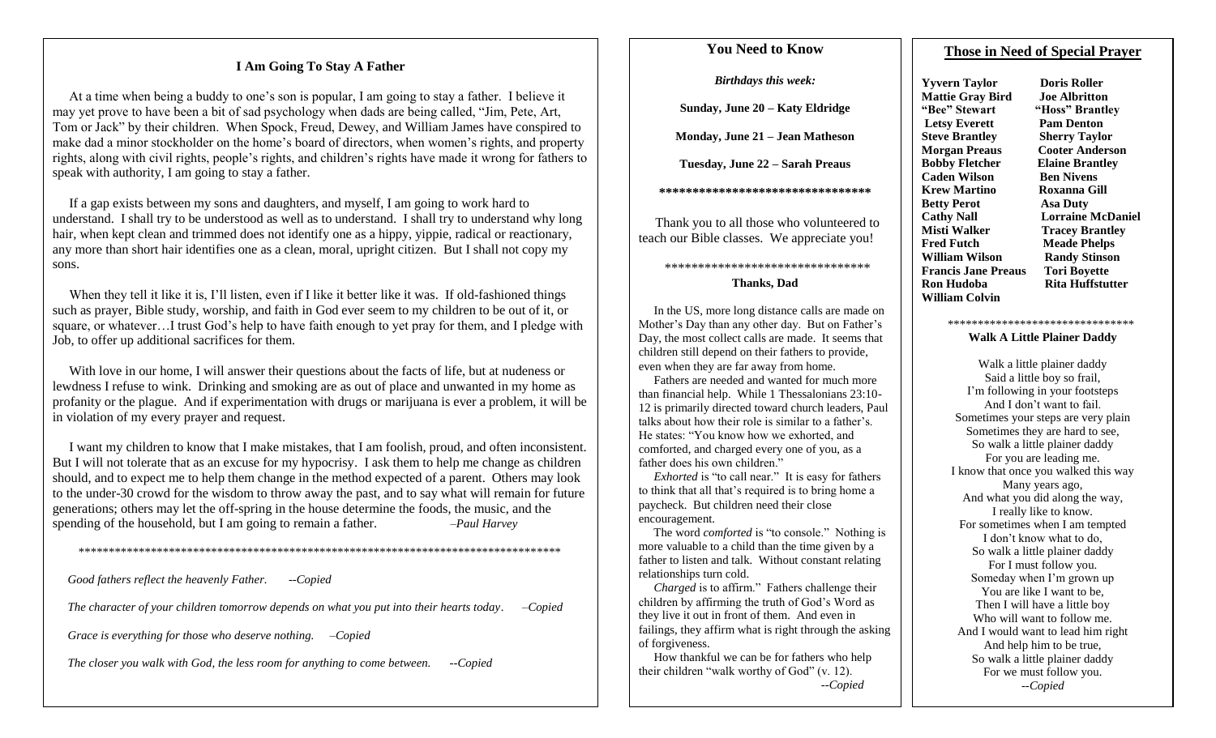## I Am Going To Stay A Father

At a time when being a buddy to one's son is popular, I am going to stay a father. I believe it may yet prove to have been a bit of sad psychology when dads are being called, "Jim, Pete, Art, Tom or Jack" by their children. When Spock, Freud, Dewey, and William James have conspired to make dad a minor stockholder on the home's board of directors, when women's rights, and property rights, along with civil rights, people's rights, and children's rights have made it wrong for fathers to speak with authority, I am going to stay a father.

If a gap exists between my sons and daughters, and myself, I am going to work hard to understand. I shall try to be understood as well as to understand. I shall try to understand why long hair, when kept clean and trimmed does not identify one as a hippy, yippie, radical or reactionary, any more than short hair identifies one as a clean, moral, upright citizen. But I shall not copy my sons.

When they tell it like it is, I'll listen, even if I like it better like it was. If old-fashioned things such as prayer, Bible study, worship, and faith in God ever seem to my children to be out of it, or square, or whatever…I trust God's help to have faith enough to yet pray for them, and I pledge with Job, to offer up additional sacrifices for them.

With love in our home, I will answer their questions about the facts of life, but at nudeness or lewdness I refuse to wink. Drinking and smoking are as out of place and unwanted in my home as profanity or the plague. And if experimentation with drugs or marijuana is ever a problem, it will be in violation of my every prayer and request.

I want my children to know that I make mistakes, that I am foolish, proud, and often inconsistent. But I will not tolerate that as an excuse for my hypocrisy. I ask them to help me change as children should, and to expect me to help them change in the method expected of a parent. Others may look to the under-30 crowd for the wisdom to throw away the past, and to say what will remain for future generations; others may let the off-spring in the house determine the foods, the music, and the spending of the household, but I am going to remain a father. *–Paul Harvey*

*********************************************************************************

*Good fathers reflect the heavenly Father. --Copied*

*The character of your children tomorrow depends on what you put into their hearts today. –Copied*

*Grace is everything for those who deserve nothing. –Copied*

*The closer you walk with God, the less room for anything to come between. --Copied*

## You Need to Know

***Birthdays this week:***

**Sunday, June 20 – Katy Eldridge**

**Monday, June 21 – Jean Matheson**

**Tuesday, June 22 – Sarah Preaus**

*******************************

Thank you to all those who volunteered to teach our Bible classes. We appreciate you!

*******************************

### Thanks, Dad

In the US, more long distance calls are made on Mother's Day than any other day. But on Father's Day, the most collect calls are made. It seems that children still depend on their fathers to provide, even when they are far away from home.

Fathers are needed and wanted for much more than financial help. While 1 Thessalonians 23:10-12 is primarily directed toward church leaders, Paul talks about how their role is similar to a father's. He states: "You know how we exhorted, and comforted, and charged every one of you, as a father does his own children."

*Exhorted* is "to call near." It is easy for fathers to think that all that's required is to bring home a paycheck. But children need their close encouragement.

The word *comforted* is "to console." Nothing is more valuable to a child than the time given by a father to listen and talk. Without constant relating relationships turn cold.

*Charged* is to affirm." Fathers challenge their children by affirming the truth of God's Word as they live it out in front of them. And even in failings, they affirm what is right through the asking of forgiveness.

How thankful we can be for fathers who help their children "walk worthy of God" (v. 12). *--Copied*

## Those in Need of Special Prayer

**Yyvern Taylor**
**Mattie Gray Bird**
**"Bee" Stewart**
**Letsy Everett**
**Steve Brantley**
**Morgan Preaus**
**Bobby Fletcher**
**Caden Wilson**
**Krew Martino**
**Betty Perot**
**Cathy Nall**
**Misti Walker**
**Fred Futch**
**William Wilson**
**Francis Jane Preaus**
**Ron Hudoba**
**William Colvin**
**Doris Roller**
**Joe Albritton**
**"Hoss" Brantley**
**Pam Denton**
**Sherry Taylor**
**Cooter Anderson**
**Elaine Brantley**
**Ben Nivens**
**Roxanna Gill**
**Asa Duty**
**Lorraine McDaniel**
**Tracey Brantley**
**Meade Phelps**
**Randy Stinson**
**Tori Boyette**
**Rita Huffstutter**

*******************************

### Walk A Little Plainer Daddy

Walk a little plainer daddy
Said a little boy so frail,
I'm following in your footsteps
And I don't want to fail.
Sometimes your steps are very plain
Sometimes they are hard to see,
So walk a little plainer daddy
For you are leading me.
I know that once you walked this way
Many years ago,
And what you did along the way,
I really like to know.
For sometimes when I am tempted
I don't know what to do,
So walk a little plainer daddy
For I must follow you.
Someday when I'm grown up
You are like I want to be,
Then I will have a little boy
Who will want to follow me.
And I would want to lead him right
And help him to be true,
So walk a little plainer daddy
For we must follow you.
*--Copied*